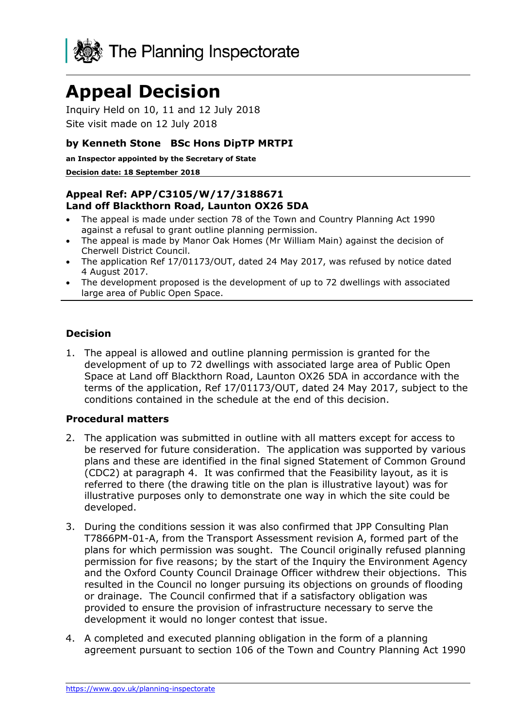The Planning Inspectorate

# Appeal Decision

Inquiry Held on 10, 11 and 12 July 2018

Site visit made on 12 July 2018

### by Kenneth Stone BSc Hons DipTP MRTPI

**an Inspector appointed by the Secretary of State**

**Decision date: 18 September 2018**

### Appeal Ref: APP/C3105/W/17/3188671
### Land off Blackthorn Road, Launton OX26 5DA

- The appeal is made under section 78 of the Town and Country Planning Act 1990 against a refusal to grant outline planning permission.
- The appeal is made by Manor Oak Homes (Mr William Main) against the decision of Cherwell District Council.
- The application Ref 17/01173/OUT, dated 24 May 2017, was refused by notice dated 4 August 2017.
- The development proposed is the development of up to 72 dwellings with associated large area of Public Open Space.

### Decision

1. The appeal is allowed and outline planning permission is granted for the development of up to 72 dwellings with associated large area of Public Open Space at Land off Blackthorn Road, Launton OX26 5DA in accordance with the terms of the application, Ref 17/01173/OUT, dated 24 May 2017, subject to the conditions contained in the schedule at the end of this decision.

### Procedural matters

2. The application was submitted in outline with all matters except for access to be reserved for future consideration. The application was supported by various plans and these are identified in the final signed Statement of Common Ground (CDC2) at paragraph 4. It was confirmed that the Feasibility layout, as it is referred to there (the drawing title on the plan is illustrative layout) was for illustrative purposes only to demonstrate one way in which the site could be developed.

3. During the conditions session it was also confirmed that JPP Consulting Plan T7866PM-01-A, from the Transport Assessment revision A, formed part of the plans for which permission was sought. The Council originally refused planning permission for five reasons; by the start of the Inquiry the Environment Agency and the Oxford County Council Drainage Officer withdrew their objections. This resulted in the Council no longer pursuing its objections on grounds of flooding or drainage. The Council confirmed that if a satisfactory obligation was provided to ensure the provision of infrastructure necessary to serve the development it would no longer contest that issue.

4. A completed and executed planning obligation in the form of a planning agreement pursuant to section 106 of the Town and Country Planning Act 1990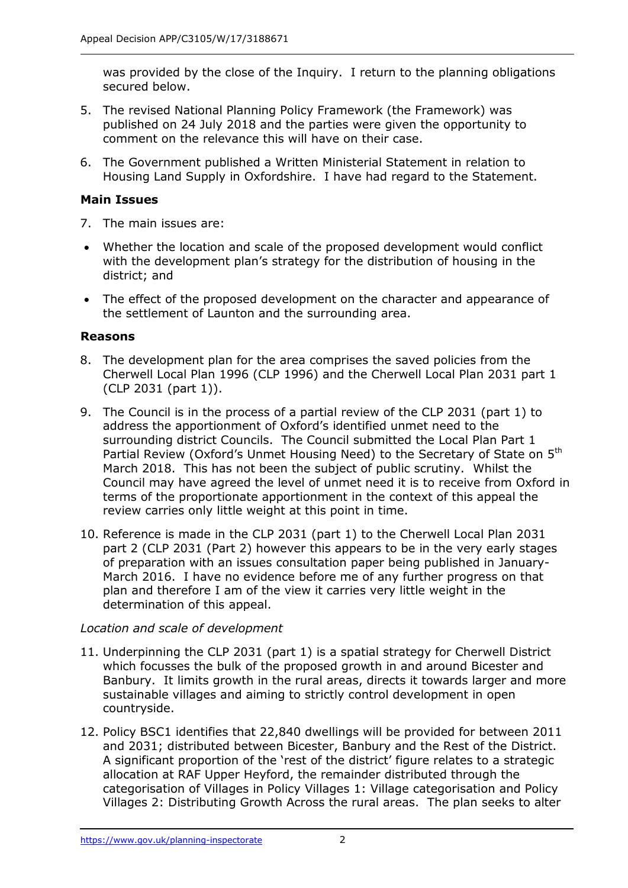was provided by the close of the Inquiry. I return to the planning obligations secured below.

5. The revised National Planning Policy Framework (the Framework) was published on 24 July 2018 and the parties were given the opportunity to comment on the relevance this will have on their case.

6. The Government published a Written Ministerial Statement in relation to Housing Land Supply in Oxfordshire. I have had regard to the Statement.

### Main Issues

7. The main issues are:

- Whether the location and scale of the proposed development would conflict with the development plan's strategy for the distribution of housing in the district; and
- The effect of the proposed development on the character and appearance of the settlement of Launton and the surrounding area.

### Reasons

8. The development plan for the area comprises the saved policies from the Cherwell Local Plan 1996 (CLP 1996) and the Cherwell Local Plan 2031 part 1 (CLP 2031 (part 1)).

9. The Council is in the process of a partial review of the CLP 2031 (part 1) to address the apportionment of Oxford's identified unmet need to the surrounding district Councils. The Council submitted the Local Plan Part 1 Partial Review (Oxford's Unmet Housing Need) to the Secretary of State on 5th March 2018. This has not been the subject of public scrutiny. Whilst the Council may have agreed the level of unmet need it is to receive from Oxford in terms of the proportionate apportionment in the context of this appeal the review carries only little weight at this point in time.

10. Reference is made in the CLP 2031 (part 1) to the Cherwell Local Plan 2031 part 2 (CLP 2031 (Part 2) however this appears to be in the very early stages of preparation with an issues consultation paper being published in January-March 2016. I have no evidence before me of any further progress on that plan and therefore I am of the view it carries very little weight in the determination of this appeal.

*Location and scale of development*

11. Underpinning the CLP 2031 (part 1) is a spatial strategy for Cherwell District which focusses the bulk of the proposed growth in and around Bicester and Banbury. It limits growth in the rural areas, directs it towards larger and more sustainable villages and aiming to strictly control development in open countryside.

12. Policy BSC1 identifies that 22,840 dwellings will be provided for between 2011 and 2031; distributed between Bicester, Banbury and the Rest of the District. A significant proportion of the 'rest of the district' figure relates to a strategic allocation at RAF Upper Heyford, the remainder distributed through the categorisation of Villages in Policy Villages 1: Village categorisation and Policy Villages 2: Distributing Growth Across the rural areas. The plan seeks to alter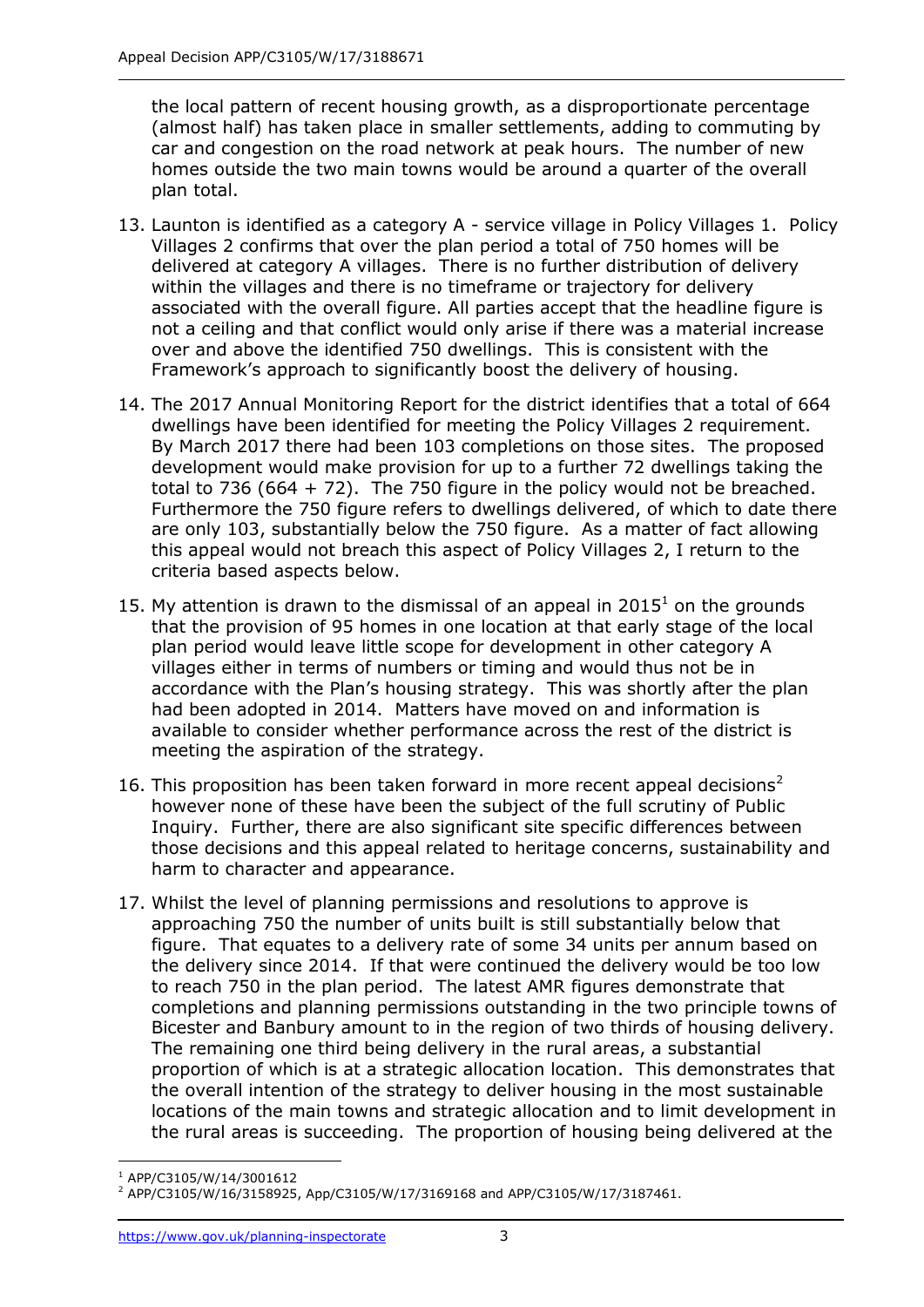the local pattern of recent housing growth, as a disproportionate percentage (almost half) has taken place in smaller settlements, adding to commuting by car and congestion on the road network at peak hours. The number of new homes outside the two main towns would be around a quarter of the overall plan total.

13. Launton is identified as a category A - service village in Policy Villages 1. Policy Villages 2 confirms that over the plan period a total of 750 homes will be delivered at category A villages. There is no further distribution of delivery within the villages and there is no timeframe or trajectory for delivery associated with the overall figure. All parties accept that the headline figure is not a ceiling and that conflict would only arise if there was a material increase over and above the identified 750 dwellings. This is consistent with the Framework's approach to significantly boost the delivery of housing.

14. The 2017 Annual Monitoring Report for the district identifies that a total of 664 dwellings have been identified for meeting the Policy Villages 2 requirement. By March 2017 there had been 103 completions on those sites. The proposed development would make provision for up to a further 72 dwellings taking the total to 736 (664 + 72). The 750 figure in the policy would not be breached. Furthermore the 750 figure refers to dwellings delivered, of which to date there are only 103, substantially below the 750 figure. As a matter of fact allowing this appeal would not breach this aspect of Policy Villages 2, I return to the criteria based aspects below.

15. My attention is drawn to the dismissal of an appeal in 2015[1] on the grounds that the provision of 95 homes in one location at that early stage of the local plan period would leave little scope for development in other category A villages either in terms of numbers or timing and would thus not be in accordance with the Plan's housing strategy. This was shortly after the plan had been adopted in 2014. Matters have moved on and information is available to consider whether performance across the rest of the district is meeting the aspiration of the strategy.

16. This proposition has been taken forward in more recent appeal decisions[2] however none of these have been the subject of the full scrutiny of Public Inquiry. Further, there are also significant site specific differences between those decisions and this appeal related to heritage concerns, sustainability and harm to character and appearance.

17. Whilst the level of planning permissions and resolutions to approve is approaching 750 the number of units built is still substantially below that figure. That equates to a delivery rate of some 34 units per annum based on the delivery since 2014. If that were continued the delivery would be too low to reach 750 in the plan period. The latest AMR figures demonstrate that completions and planning permissions outstanding in the two principle towns of Bicester and Banbury amount to in the region of two thirds of housing delivery. The remaining one third being delivery in the rural areas, a substantial proportion of which is at a strategic allocation location. This demonstrates that the overall intention of the strategy to deliver housing in the most sustainable locations of the main towns and strategic allocation and to limit development in the rural areas is succeeding. The proportion of housing being delivered at the

[1] APP/C3105/W/14/3001612

[2] APP/C3105/W/16/3158925, App/C3105/W/17/3169168 and APP/C3105/W/17/3187461.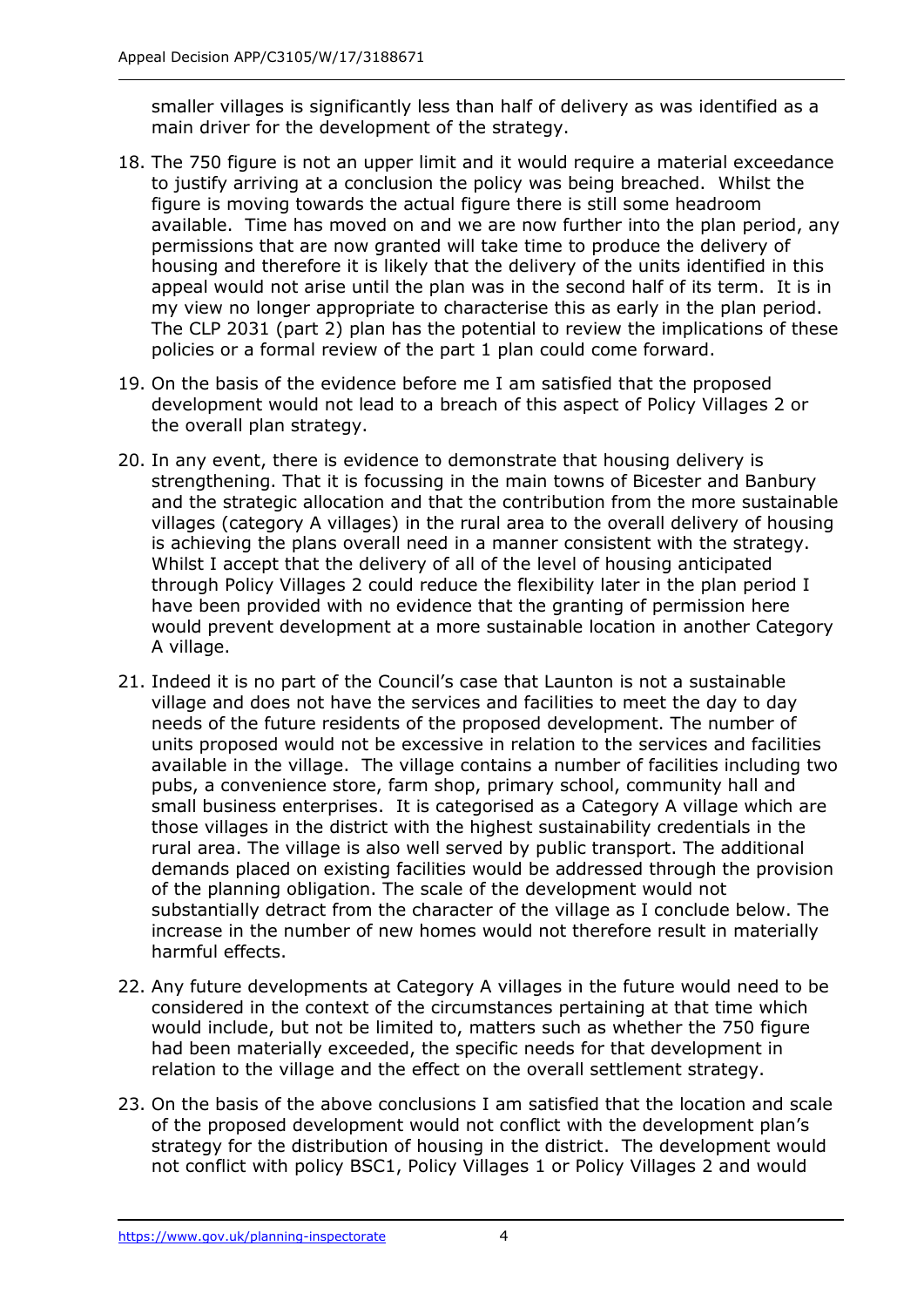smaller villages is significantly less than half of delivery as was identified as a main driver for the development of the strategy.

18. The 750 figure is not an upper limit and it would require a material exceedance to justify arriving at a conclusion the policy was being breached. Whilst the figure is moving towards the actual figure there is still some headroom available. Time has moved on and we are now further into the plan period, any permissions that are now granted will take time to produce the delivery of housing and therefore it is likely that the delivery of the units identified in this appeal would not arise until the plan was in the second half of its term. It is in my view no longer appropriate to characterise this as early in the plan period. The CLP 2031 (part 2) plan has the potential to review the implications of these policies or a formal review of the part 1 plan could come forward.

19. On the basis of the evidence before me I am satisfied that the proposed development would not lead to a breach of this aspect of Policy Villages 2 or the overall plan strategy.

20. In any event, there is evidence to demonstrate that housing delivery is strengthening. That it is focussing in the main towns of Bicester and Banbury and the strategic allocation and that the contribution from the more sustainable villages (category A villages) in the rural area to the overall delivery of housing is achieving the plans overall need in a manner consistent with the strategy. Whilst I accept that the delivery of all of the level of housing anticipated through Policy Villages 2 could reduce the flexibility later in the plan period I have been provided with no evidence that the granting of permission here would prevent development at a more sustainable location in another Category A village.

21. Indeed it is no part of the Council's case that Launton is not a sustainable village and does not have the services and facilities to meet the day to day needs of the future residents of the proposed development. The number of units proposed would not be excessive in relation to the services and facilities available in the village. The village contains a number of facilities including two pubs, a convenience store, farm shop, primary school, community hall and small business enterprises. It is categorised as a Category A village which are those villages in the district with the highest sustainability credentials in the rural area. The village is also well served by public transport. The additional demands placed on existing facilities would be addressed through the provision of the planning obligation. The scale of the development would not substantially detract from the character of the village as I conclude below. The increase in the number of new homes would not therefore result in materially harmful effects.

22. Any future developments at Category A villages in the future would need to be considered in the context of the circumstances pertaining at that time which would include, but not be limited to, matters such as whether the 750 figure had been materially exceeded, the specific needs for that development in relation to the village and the effect on the overall settlement strategy.

23. On the basis of the above conclusions I am satisfied that the location and scale of the proposed development would not conflict with the development plan's strategy for the distribution of housing in the district. The development would not conflict with policy BSC1, Policy Villages 1 or Policy Villages 2 and would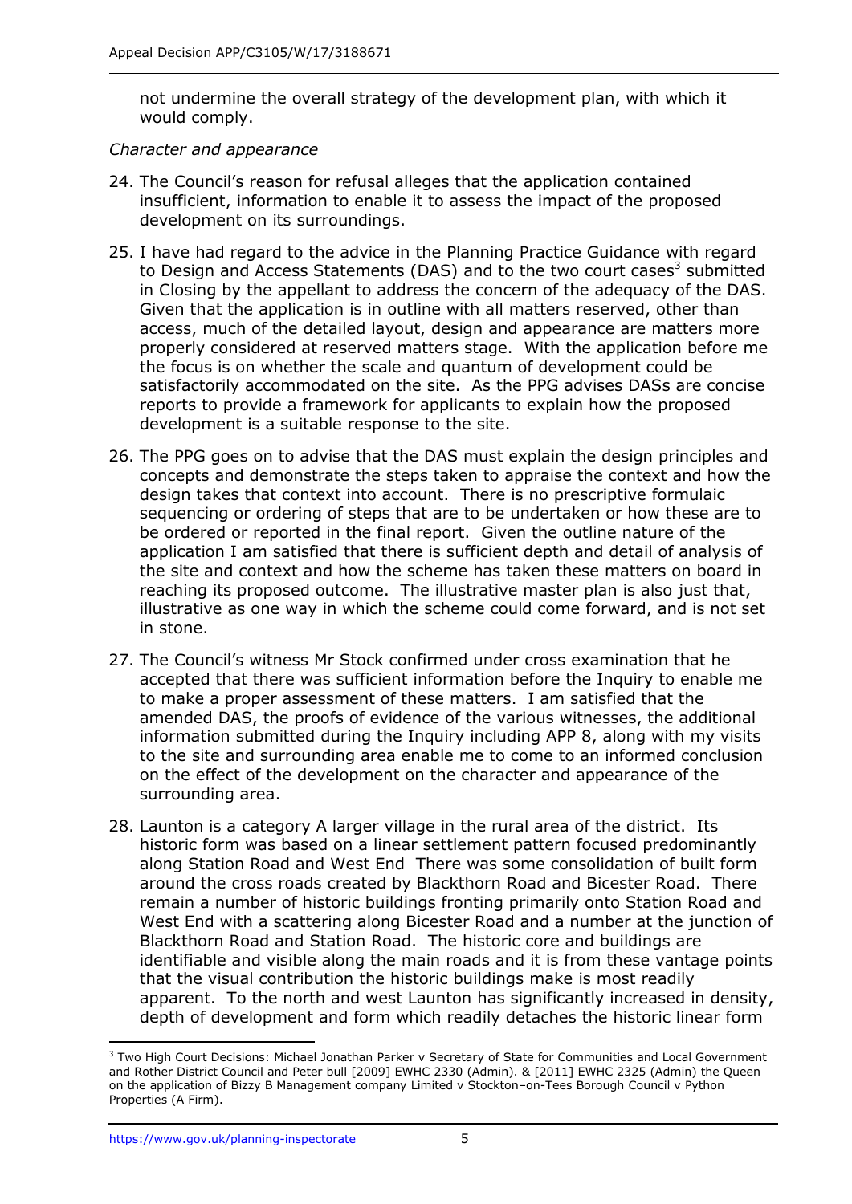not undermine the overall strategy of the development plan, with which it would comply.

*Character and appearance*

24. The Council's reason for refusal alleges that the application contained insufficient, information to enable it to assess the impact of the proposed development on its surroundings.

25. I have had regard to the advice in the Planning Practice Guidance with regard to Design and Access Statements (DAS) and to the two court cases[3] submitted in Closing by the appellant to address the concern of the adequacy of the DAS. Given that the application is in outline with all matters reserved, other than access, much of the detailed layout, design and appearance are matters more properly considered at reserved matters stage. With the application before me the focus is on whether the scale and quantum of development could be satisfactorily accommodated on the site. As the PPG advises DASs are concise reports to provide a framework for applicants to explain how the proposed development is a suitable response to the site.

26. The PPG goes on to advise that the DAS must explain the design principles and concepts and demonstrate the steps taken to appraise the context and how the design takes that context into account. There is no prescriptive formulaic sequencing or ordering of steps that are to be undertaken or how these are to be ordered or reported in the final report. Given the outline nature of the application I am satisfied that there is sufficient depth and detail of analysis of the site and context and how the scheme has taken these matters on board in reaching its proposed outcome. The illustrative master plan is also just that, illustrative as one way in which the scheme could come forward, and is not set in stone.

27. The Council's witness Mr Stock confirmed under cross examination that he accepted that there was sufficient information before the Inquiry to enable me to make a proper assessment of these matters. I am satisfied that the amended DAS, the proofs of evidence of the various witnesses, the additional information submitted during the Inquiry including APP 8, along with my visits to the site and surrounding area enable me to come to an informed conclusion on the effect of the development on the character and appearance of the surrounding area.

28. Launton is a category A larger village in the rural area of the district. Its historic form was based on a linear settlement pattern focused predominantly along Station Road and West End There was some consolidation of built form around the cross roads created by Blackthorn Road and Bicester Road. There remain a number of historic buildings fronting primarily onto Station Road and West End with a scattering along Bicester Road and a number at the junction of Blackthorn Road and Station Road. The historic core and buildings are identifiable and visible along the main roads and it is from these vantage points that the visual contribution the historic buildings make is most readily apparent. To the north and west Launton has significantly increased in density, depth of development and form which readily detaches the historic linear form

[3] Two High Court Decisions: Michael Jonathan Parker v Secretary of State for Communities and Local Government and Rother District Council and Peter bull [2009] EWHC 2330 (Admin). & [2011] EWHC 2325 (Admin) the Queen on the application of Bizzy B Management company Limited v Stockton–on-Tees Borough Council v Python Properties (A Firm).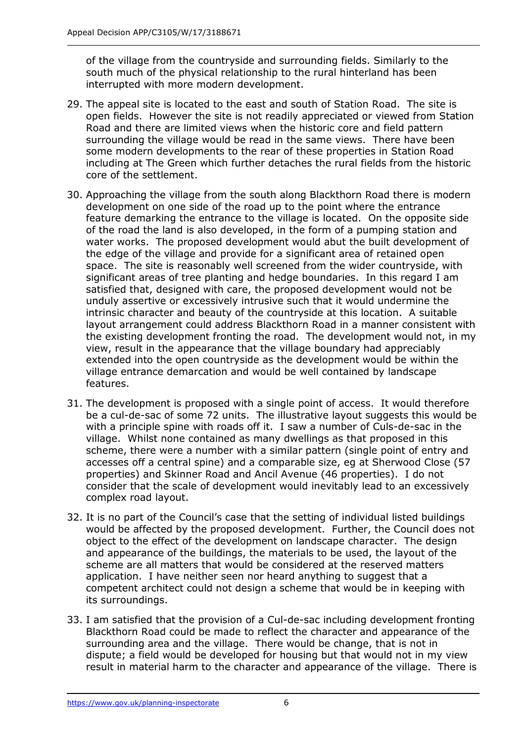of the village from the countryside and surrounding fields. Similarly to the south much of the physical relationship to the rural hinterland has been interrupted with more modern development.

29. The appeal site is located to the east and south of Station Road. The site is open fields. However the site is not readily appreciated or viewed from Station Road and there are limited views when the historic core and field pattern surrounding the village would be read in the same views. There have been some modern developments to the rear of these properties in Station Road including at The Green which further detaches the rural fields from the historic core of the settlement.

30. Approaching the village from the south along Blackthorn Road there is modern development on one side of the road up to the point where the entrance feature demarking the entrance to the village is located. On the opposite side of the road the land is also developed, in the form of a pumping station and water works. The proposed development would abut the built development of the edge of the village and provide for a significant area of retained open space. The site is reasonably well screened from the wider countryside, with significant areas of tree planting and hedge boundaries. In this regard I am satisfied that, designed with care, the proposed development would not be unduly assertive or excessively intrusive such that it would undermine the intrinsic character and beauty of the countryside at this location. A suitable layout arrangement could address Blackthorn Road in a manner consistent with the existing development fronting the road. The development would not, in my view, result in the appearance that the village boundary had appreciably extended into the open countryside as the development would be within the village entrance demarcation and would be well contained by landscape features.

31. The development is proposed with a single point of access. It would therefore be a cul-de-sac of some 72 units. The illustrative layout suggests this would be with a principle spine with roads off it. I saw a number of Culs-de-sac in the village. Whilst none contained as many dwellings as that proposed in this scheme, there were a number with a similar pattern (single point of entry and accesses off a central spine) and a comparable size, eg at Sherwood Close (57 properties) and Skinner Road and Ancil Avenue (46 properties). I do not consider that the scale of development would inevitably lead to an excessively complex road layout.

32. It is no part of the Council's case that the setting of individual listed buildings would be affected by the proposed development. Further, the Council does not object to the effect of the development on landscape character. The design and appearance of the buildings, the materials to be used, the layout of the scheme are all matters that would be considered at the reserved matters application. I have neither seen nor heard anything to suggest that a competent architect could not design a scheme that would be in keeping with its surroundings.

33. I am satisfied that the provision of a Cul-de-sac including development fronting Blackthorn Road could be made to reflect the character and appearance of the surrounding area and the village. There would be change, that is not in dispute; a field would be developed for housing but that would not in my view result in material harm to the character and appearance of the village. There is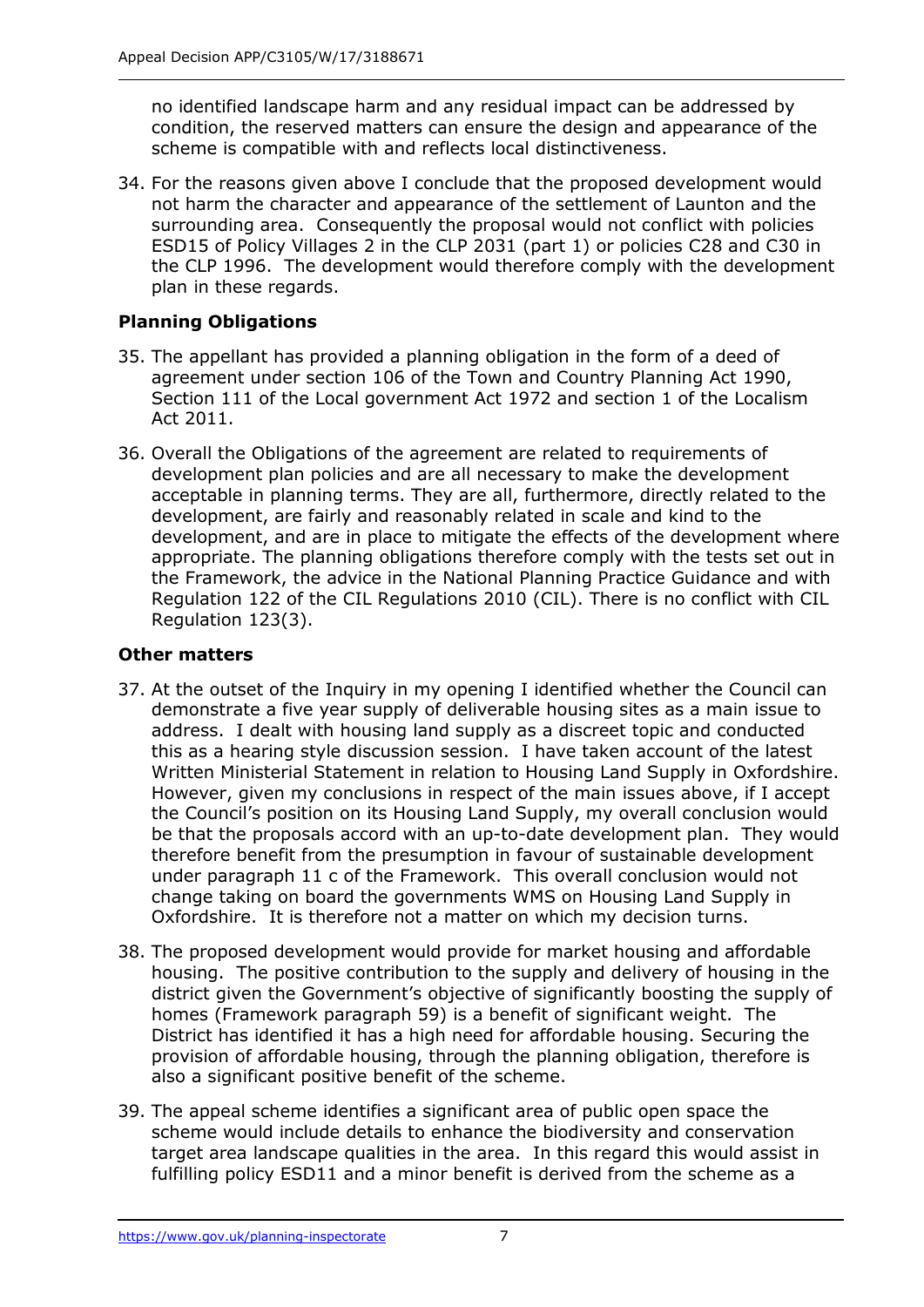no identified landscape harm and any residual impact can be addressed by condition, the reserved matters can ensure the design and appearance of the scheme is compatible with and reflects local distinctiveness.

34. For the reasons given above I conclude that the proposed development would not harm the character and appearance of the settlement of Launton and the surrounding area. Consequently the proposal would not conflict with policies ESD15 of Policy Villages 2 in the CLP 2031 (part 1) or policies C28 and C30 in the CLP 1996. The development would therefore comply with the development plan in these regards.

### Planning Obligations

35. The appellant has provided a planning obligation in the form of a deed of agreement under section 106 of the Town and Country Planning Act 1990, Section 111 of the Local government Act 1972 and section 1 of the Localism Act 2011.

36. Overall the Obligations of the agreement are related to requirements of development plan policies and are all necessary to make the development acceptable in planning terms. They are all, furthermore, directly related to the development, are fairly and reasonably related in scale and kind to the development, and are in place to mitigate the effects of the development where appropriate. The planning obligations therefore comply with the tests set out in the Framework, the advice in the National Planning Practice Guidance and with Regulation 122 of the CIL Regulations 2010 (CIL). There is no conflict with CIL Regulation 123(3).

### Other matters

37. At the outset of the Inquiry in my opening I identified whether the Council can demonstrate a five year supply of deliverable housing sites as a main issue to address. I dealt with housing land supply as a discreet topic and conducted this as a hearing style discussion session. I have taken account of the latest Written Ministerial Statement in relation to Housing Land Supply in Oxfordshire. However, given my conclusions in respect of the main issues above, if I accept the Council's position on its Housing Land Supply, my overall conclusion would be that the proposals accord with an up-to-date development plan. They would therefore benefit from the presumption in favour of sustainable development under paragraph 11 c of the Framework. This overall conclusion would not change taking on board the governments WMS on Housing Land Supply in Oxfordshire. It is therefore not a matter on which my decision turns.

38. The proposed development would provide for market housing and affordable housing. The positive contribution to the supply and delivery of housing in the district given the Government's objective of significantly boosting the supply of homes (Framework paragraph 59) is a benefit of significant weight. The District has identified it has a high need for affordable housing. Securing the provision of affordable housing, through the planning obligation, therefore is also a significant positive benefit of the scheme.

39. The appeal scheme identifies a significant area of public open space the scheme would include details to enhance the biodiversity and conservation target area landscape qualities in the area. In this regard this would assist in fulfilling policy ESD11 and a minor benefit is derived from the scheme as a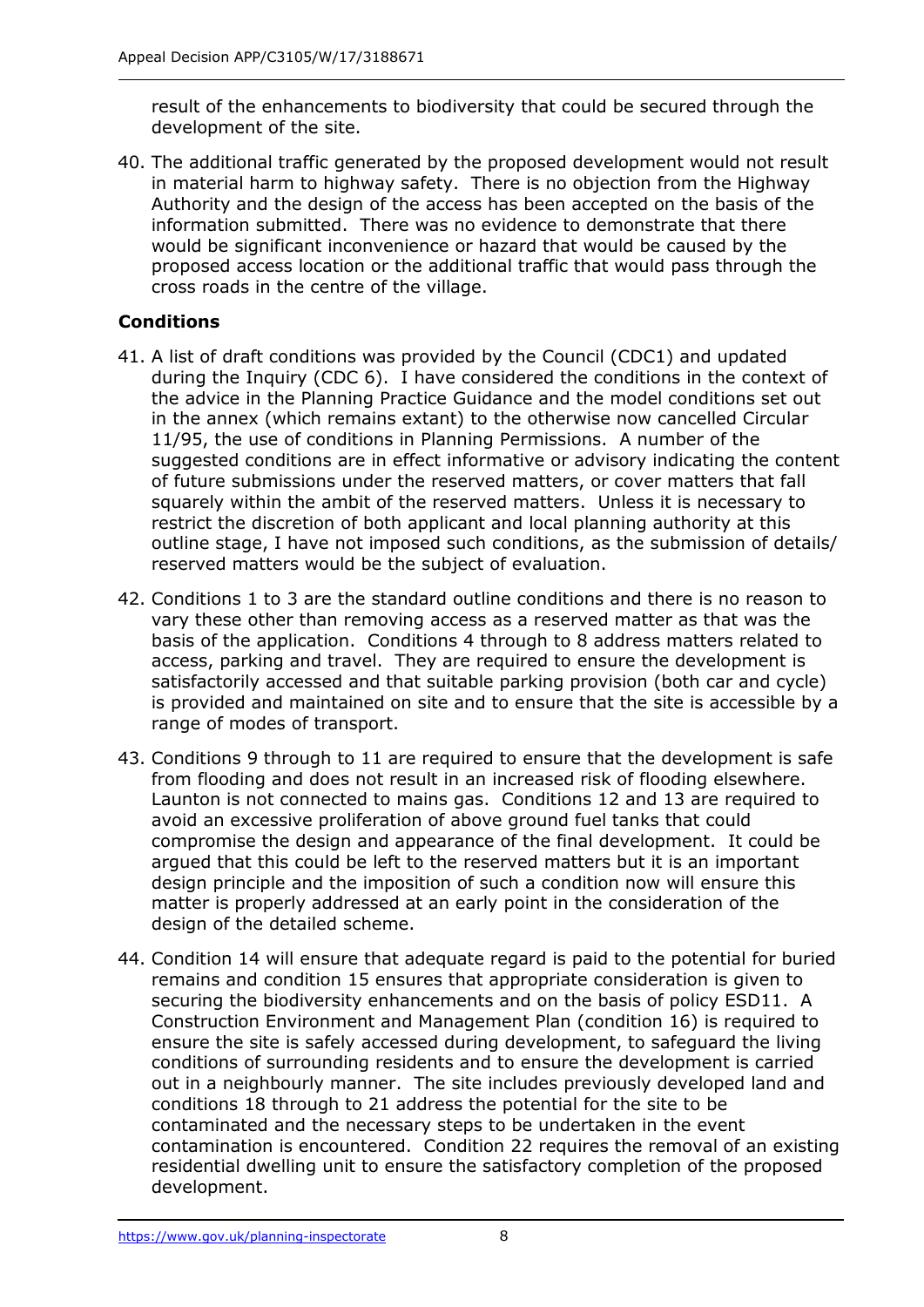result of the enhancements to biodiversity that could be secured through the development of the site.

40. The additional traffic generated by the proposed development would not result in material harm to highway safety. There is no objection from the Highway Authority and the design of the access has been accepted on the basis of the information submitted. There was no evidence to demonstrate that there would be significant inconvenience or hazard that would be caused by the proposed access location or the additional traffic that would pass through the cross roads in the centre of the village.

## Conditions

41. A list of draft conditions was provided by the Council (CDC1) and updated during the Inquiry (CDC 6). I have considered the conditions in the context of the advice in the Planning Practice Guidance and the model conditions set out in the annex (which remains extant) to the otherwise now cancelled Circular 11/95, the use of conditions in Planning Permissions. A number of the suggested conditions are in effect informative or advisory indicating the content of future submissions under the reserved matters, or cover matters that fall squarely within the ambit of the reserved matters. Unless it is necessary to restrict the discretion of both applicant and local planning authority at this outline stage, I have not imposed such conditions, as the submission of details/ reserved matters would be the subject of evaluation.

42. Conditions 1 to 3 are the standard outline conditions and there is no reason to vary these other than removing access as a reserved matter as that was the basis of the application. Conditions 4 through to 8 address matters related to access, parking and travel. They are required to ensure the development is satisfactorily accessed and that suitable parking provision (both car and cycle) is provided and maintained on site and to ensure that the site is accessible by a range of modes of transport.

43. Conditions 9 through to 11 are required to ensure that the development is safe from flooding and does not result in an increased risk of flooding elsewhere. Launton is not connected to mains gas. Conditions 12 and 13 are required to avoid an excessive proliferation of above ground fuel tanks that could compromise the design and appearance of the final development. It could be argued that this could be left to the reserved matters but it is an important design principle and the imposition of such a condition now will ensure this matter is properly addressed at an early point in the consideration of the design of the detailed scheme.

44. Condition 14 will ensure that adequate regard is paid to the potential for buried remains and condition 15 ensures that appropriate consideration is given to securing the biodiversity enhancements and on the basis of policy ESD11. A Construction Environment and Management Plan (condition 16) is required to ensure the site is safely accessed during development, to safeguard the living conditions of surrounding residents and to ensure the development is carried out in a neighbourly manner. The site includes previously developed land and conditions 18 through to 21 address the potential for the site to be contaminated and the necessary steps to be undertaken in the event contamination is encountered. Condition 22 requires the removal of an existing residential dwelling unit to ensure the satisfactory completion of the proposed development.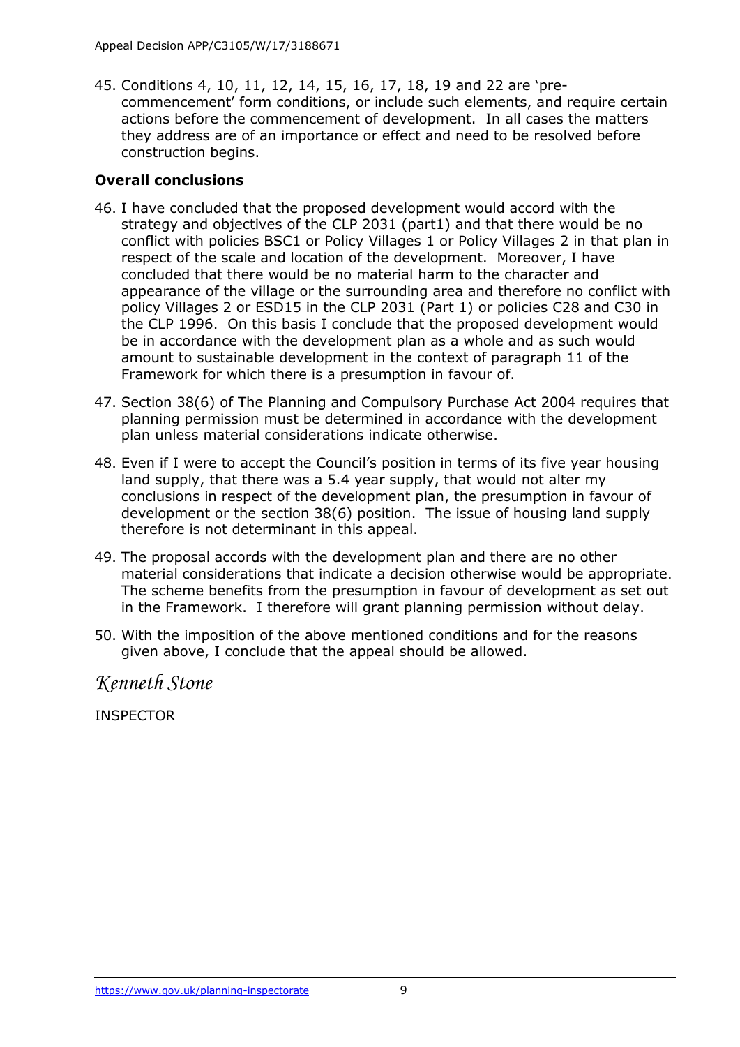45. Conditions 4, 10, 11, 12, 14, 15, 16, 17, 18, 19 and 22 are 'pre-commencement' form conditions, or include such elements, and require certain actions before the commencement of development. In all cases the matters they address are of an importance or effect and need to be resolved before construction begins.

**Overall conclusions**

46. I have concluded that the proposed development would accord with the strategy and objectives of the CLP 2031 (part1) and that there would be no conflict with policies BSC1 or Policy Villages 1 or Policy Villages 2 in that plan in respect of the scale and location of the development. Moreover, I have concluded that there would be no material harm to the character and appearance of the village or the surrounding area and therefore no conflict with policy Villages 2 or ESD15 in the CLP 2031 (Part 1) or policies C28 and C30 in the CLP 1996. On this basis I conclude that the proposed development would be in accordance with the development plan as a whole and as such would amount to sustainable development in the context of paragraph 11 of the Framework for which there is a presumption in favour of.

47. Section 38(6) of The Planning and Compulsory Purchase Act 2004 requires that planning permission must be determined in accordance with the development plan unless material considerations indicate otherwise.

48. Even if I were to accept the Council's position in terms of its five year housing land supply, that there was a 5.4 year supply, that would not alter my conclusions in respect of the development plan, the presumption in favour of development or the section 38(6) position. The issue of housing land supply therefore is not determinant in this appeal.

49. The proposal accords with the development plan and there are no other material considerations that indicate a decision otherwise would be appropriate. The scheme benefits from the presumption in favour of development as set out in the Framework. I therefore will grant planning permission without delay.

50. With the imposition of the above mentioned conditions and for the reasons given above, I conclude that the appeal should be allowed.

*Kenneth Stone*

INSPECTOR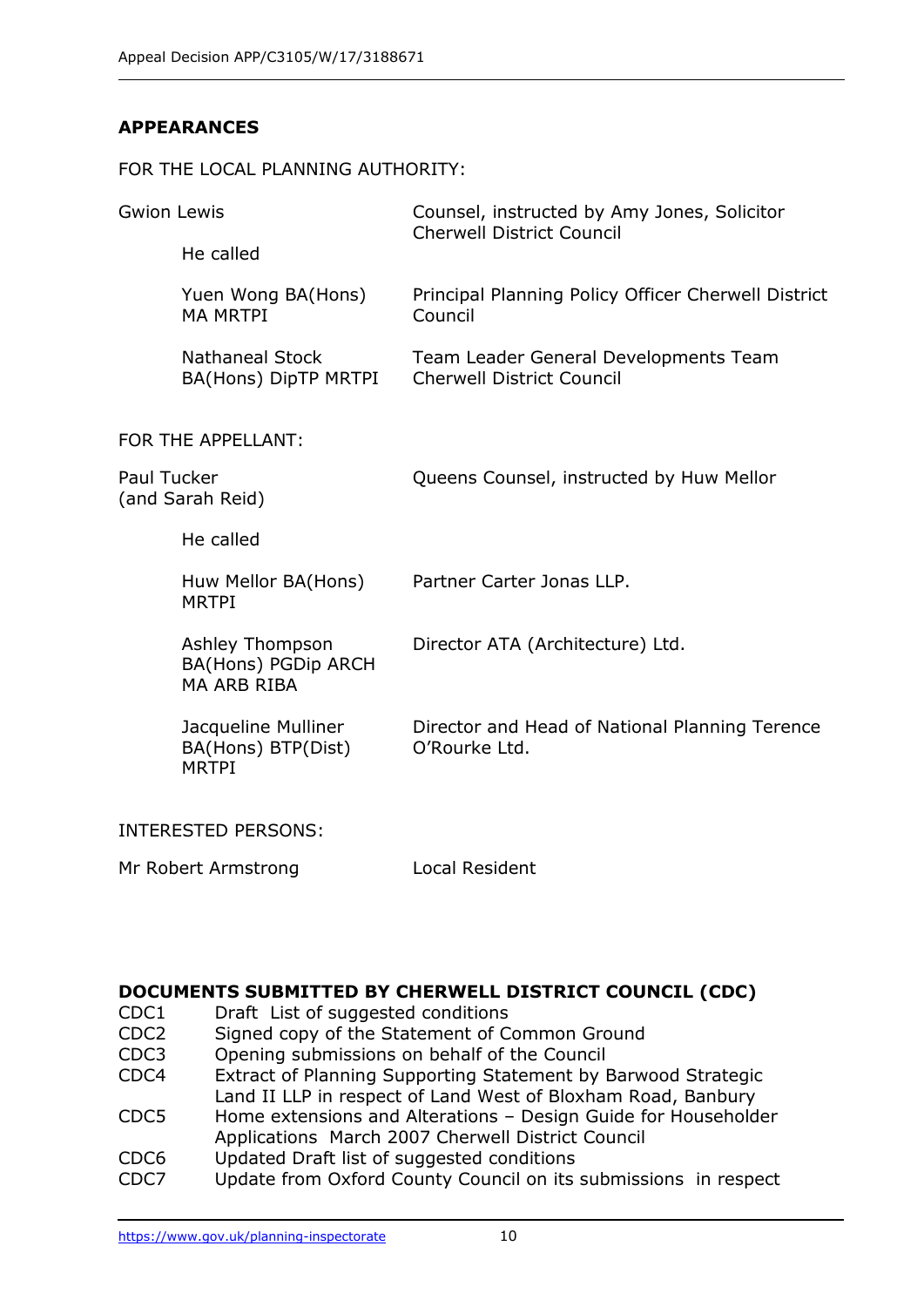## APPEARANCES

FOR THE LOCAL PLANNING AUTHORITY:

| | |
|---|---|
| Gwion Lewis | Counsel, instructed by Amy Jones, Solicitor Cherwell District Council |
| He called | |
| Yuen Wong BA(Hons) MA MRTPI | Principal Planning Policy Officer Cherwell District Council |
| Nathaneal Stock BA(Hons) DipTP MRTPI | Team Leader General Developments Team Cherwell District Council |

FOR THE APPELLANT:

| | |
|---|---|
| Paul Tucker (and Sarah Reid) | Queens Counsel, instructed by Huw Mellor |
| He called | |
| Huw Mellor BA(Hons) MRTPI | Partner Carter Jonas LLP. |
| Ashley Thompson BA(Hons) PGDip ARCH MA ARB RIBA | Director ATA (Architecture) Ltd. |
| Jacqueline Mulliner BA(Hons) BTP(Dist) MRTPI | Director and Head of National Planning Terence O'Rourke Ltd. |

INTERESTED PERSONS:

| | |
|---|---|
| Mr Robert Armstrong | Local Resident |

### DOCUMENTS SUBMITTED BY CHERWELL DISTRICT COUNCIL (CDC)

| | |
|---|---|
| CDC1 | Draft List of suggested conditions |
| CDC2 | Signed copy of the Statement of Common Ground |
| CDC3 | Opening submissions on behalf of the Council |
| CDC4 | Extract of Planning Supporting Statement by Barwood Strategic Land II LLP in respect of Land West of Bloxham Road, Banbury |
| CDC5 | Home extensions and Alterations – Design Guide for Householder Applications March 2007 Cherwell District Council |
| CDC6 | Updated Draft list of suggested conditions |
| CDC7 | Update from Oxford County Council on its submissions in respect |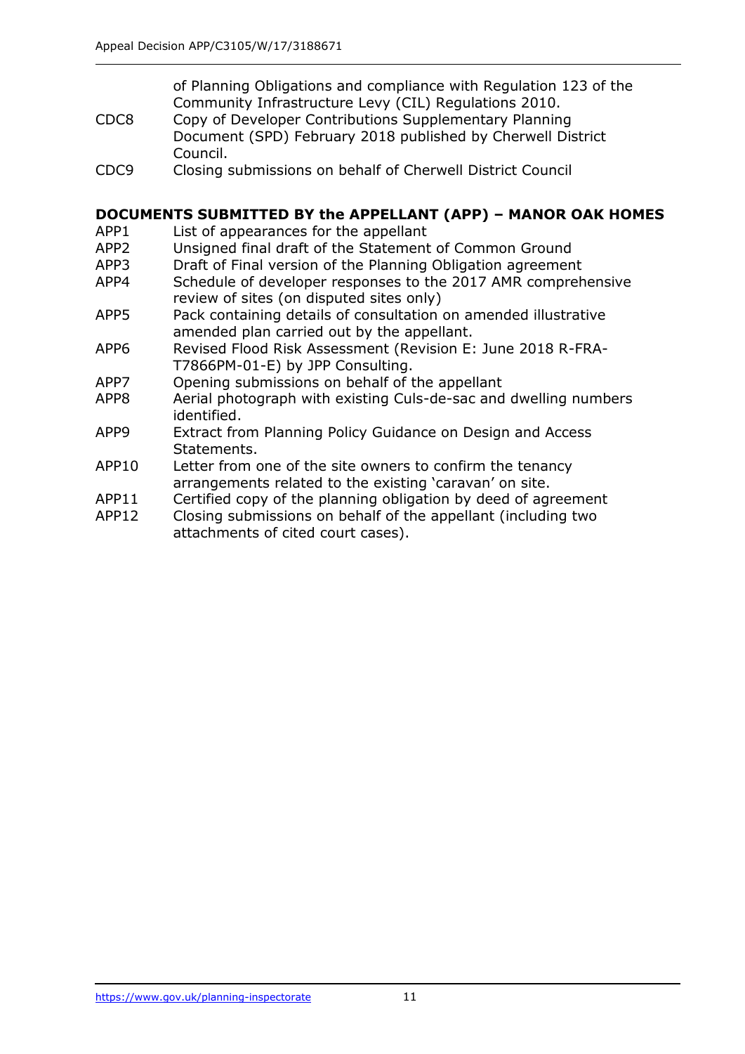of Planning Obligations and compliance with Regulation 123 of the Community Infrastructure Levy (CIL) Regulations 2010.

CDC8 Copy of Developer Contributions Supplementary Planning Document (SPD) February 2018 published by Cherwell District Council.

CDC9 Closing submissions on behalf of Cherwell District Council

**DOCUMENTS SUBMITTED BY the APPELLANT (APP) – MANOR OAK HOMES**

APP1 List of appearances for the appellant

APP2 Unsigned final draft of the Statement of Common Ground

APP3 Draft of Final version of the Planning Obligation agreement

APP4 Schedule of developer responses to the 2017 AMR comprehensive review of sites (on disputed sites only)

APP5 Pack containing details of consultation on amended illustrative amended plan carried out by the appellant.

APP6 Revised Flood Risk Assessment (Revision E: June 2018 R-FRA-T7866PM-01-E) by JPP Consulting.

APP7 Opening submissions on behalf of the appellant

APP8 Aerial photograph with existing Culs-de-sac and dwelling numbers identified.

APP9 Extract from Planning Policy Guidance on Design and Access Statements.

APP10 Letter from one of the site owners to confirm the tenancy arrangements related to the existing 'caravan' on site.

APP11 Certified copy of the planning obligation by deed of agreement

APP12 Closing submissions on behalf of the appellant (including two attachments of cited court cases).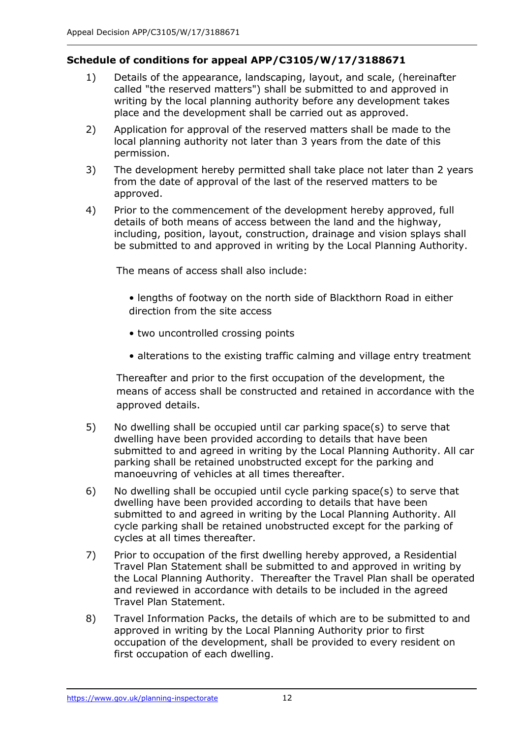**Schedule of conditions for appeal APP/C3105/W/17/3188671**

1) Details of the appearance, landscaping, layout, and scale, (hereinafter called "the reserved matters") shall be submitted to and approved in writing by the local planning authority before any development takes place and the development shall be carried out as approved.

2) Application for approval of the reserved matters shall be made to the local planning authority not later than 3 years from the date of this permission.

3) The development hereby permitted shall take place not later than 2 years from the date of approval of the last of the reserved matters to be approved.

4) Prior to the commencement of the development hereby approved, full details of both means of access between the land and the highway, including, position, layout, construction, drainage and vision splays shall be submitted to and approved in writing by the Local Planning Authority.

   The means of access shall also include:

   - lengths of footway on the north side of Blackthorn Road in either direction from the site access
   - two uncontrolled crossing points
   - alterations to the existing traffic calming and village entry treatment

   Thereafter and prior to the first occupation of the development, the means of access shall be constructed and retained in accordance with the approved details.

5) No dwelling shall be occupied until car parking space(s) to serve that dwelling have been provided according to details that have been submitted to and agreed in writing by the Local Planning Authority. All car parking shall be retained unobstructed except for the parking and manoeuvring of vehicles at all times thereafter.

6) No dwelling shall be occupied until cycle parking space(s) to serve that dwelling have been provided according to details that have been submitted to and agreed in writing by the Local Planning Authority. All cycle parking shall be retained unobstructed except for the parking of cycles at all times thereafter.

7) Prior to occupation of the first dwelling hereby approved, a Residential Travel Plan Statement shall be submitted to and approved in writing by the Local Planning Authority. Thereafter the Travel Plan shall be operated and reviewed in accordance with details to be included in the agreed Travel Plan Statement.

8) Travel Information Packs, the details of which are to be submitted to and approved in writing by the Local Planning Authority prior to first occupation of the development, shall be provided to every resident on first occupation of each dwelling.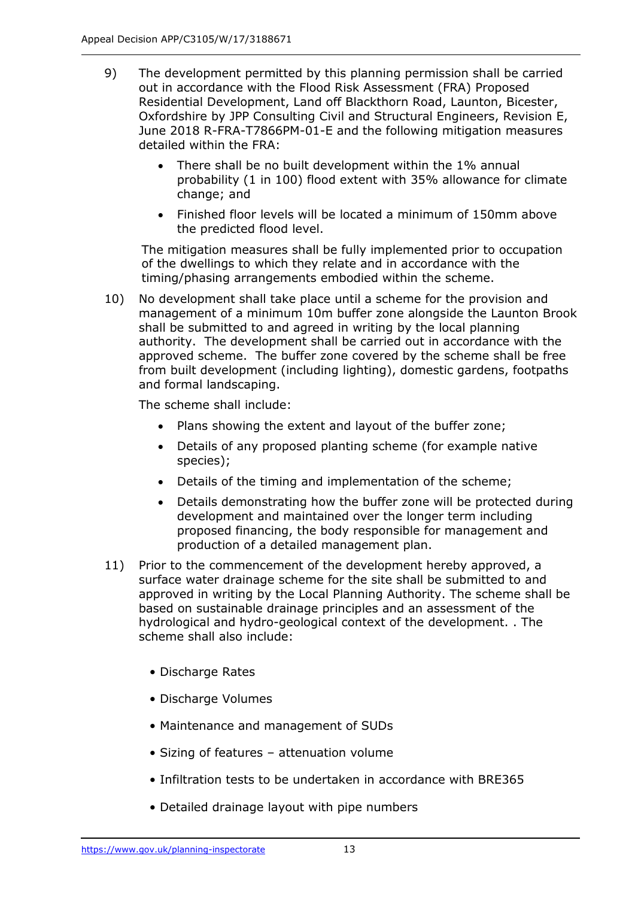9) The development permitted by this planning permission shall be carried out in accordance with the Flood Risk Assessment (FRA) Proposed Residential Development, Land off Blackthorn Road, Launton, Bicester, Oxfordshire by JPP Consulting Civil and Structural Engineers, Revision E, June 2018 R-FRA-T7866PM-01-E and the following mitigation measures detailed within the FRA:

   - There shall be no built development within the 1% annual probability (1 in 100) flood extent with 35% allowance for climate change; and
   - Finished floor levels will be located a minimum of 150mm above the predicted flood level.

   The mitigation measures shall be fully implemented prior to occupation of the dwellings to which they relate and in accordance with the timing/phasing arrangements embodied within the scheme.

10) No development shall take place until a scheme for the provision and management of a minimum 10m buffer zone alongside the Launton Brook shall be submitted to and agreed in writing by the local planning authority. The development shall be carried out in accordance with the approved scheme. The buffer zone covered by the scheme shall be free from built development (including lighting), domestic gardens, footpaths and formal landscaping.

    The scheme shall include:

    - Plans showing the extent and layout of the buffer zone;
    - Details of any proposed planting scheme (for example native species);
    - Details of the timing and implementation of the scheme;
    - Details demonstrating how the buffer zone will be protected during development and maintained over the longer term including proposed financing, the body responsible for management and production of a detailed management plan.

11) Prior to the commencement of the development hereby approved, a surface water drainage scheme for the site shall be submitted to and approved in writing by the Local Planning Authority. The scheme shall be based on sustainable drainage principles and an assessment of the hydrological and hydro-geological context of the development. . The scheme shall also include:

    - Discharge Rates
    - Discharge Volumes
    - Maintenance and management of SUDs
    - Sizing of features – attenuation volume
    - Infiltration tests to be undertaken in accordance with BRE365
    - Detailed drainage layout with pipe numbers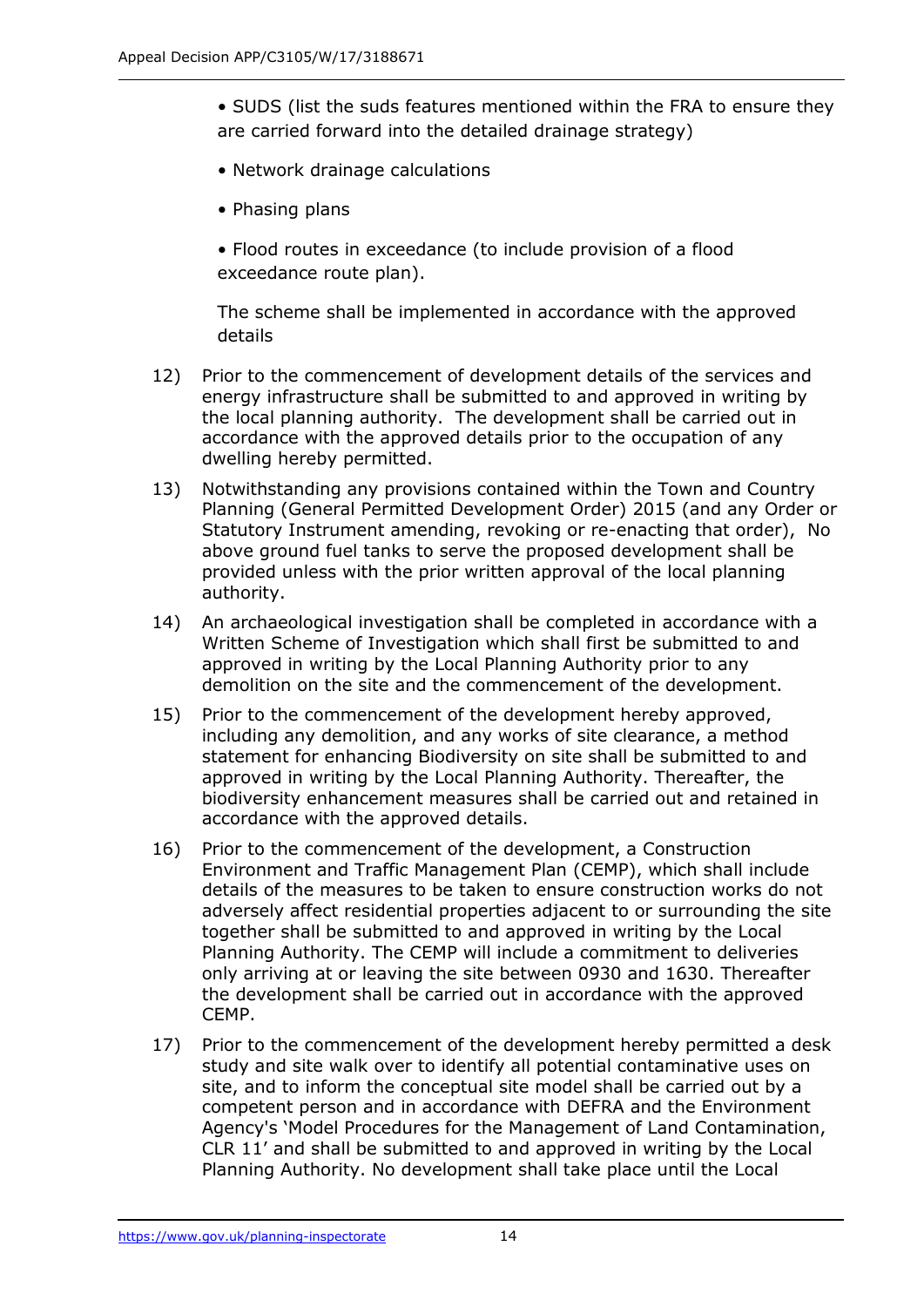- SUDS (list the suds features mentioned within the FRA to ensure they are carried forward into the detailed drainage strategy)

- Network drainage calculations

- Phasing plans

- Flood routes in exceedance (to include provision of a flood exceedance route plan).

The scheme shall be implemented in accordance with the approved details

12) Prior to the commencement of development details of the services and energy infrastructure shall be submitted to and approved in writing by the local planning authority. The development shall be carried out in accordance with the approved details prior to the occupation of any dwelling hereby permitted.

13) Notwithstanding any provisions contained within the Town and Country Planning (General Permitted Development Order) 2015 (and any Order or Statutory Instrument amending, revoking or re-enacting that order), No above ground fuel tanks to serve the proposed development shall be provided unless with the prior written approval of the local planning authority.

14) An archaeological investigation shall be completed in accordance with a Written Scheme of Investigation which shall first be submitted to and approved in writing by the Local Planning Authority prior to any demolition on the site and the commencement of the development.

15) Prior to the commencement of the development hereby approved, including any demolition, and any works of site clearance, a method statement for enhancing Biodiversity on site shall be submitted to and approved in writing by the Local Planning Authority. Thereafter, the biodiversity enhancement measures shall be carried out and retained in accordance with the approved details.

16) Prior to the commencement of the development, a Construction Environment and Traffic Management Plan (CEMP), which shall include details of the measures to be taken to ensure construction works do not adversely affect residential properties adjacent to or surrounding the site together shall be submitted to and approved in writing by the Local Planning Authority. The CEMP will include a commitment to deliveries only arriving at or leaving the site between 0930 and 1630. Thereafter the development shall be carried out in accordance with the approved CEMP.

17) Prior to the commencement of the development hereby permitted a desk study and site walk over to identify all potential contaminative uses on site, and to inform the conceptual site model shall be carried out by a competent person and in accordance with DEFRA and the Environment Agency's 'Model Procedures for the Management of Land Contamination, CLR 11' and shall be submitted to and approved in writing by the Local Planning Authority. No development shall take place until the Local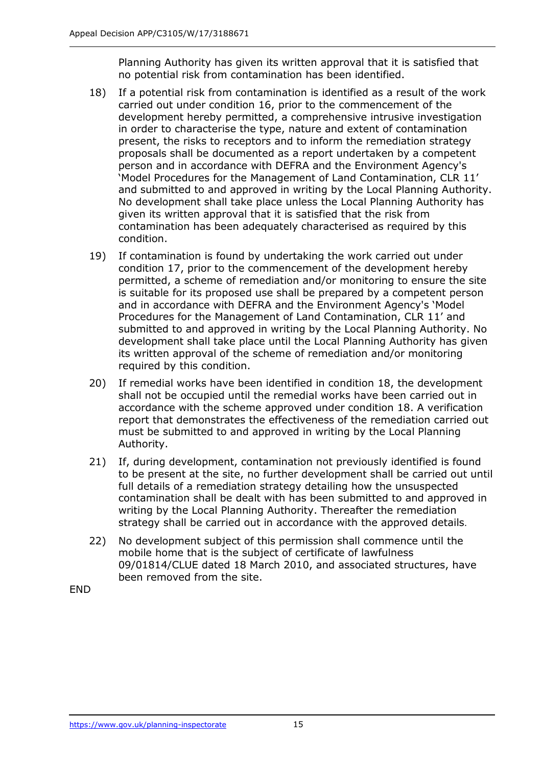Planning Authority has given its written approval that it is satisfied that no potential risk from contamination has been identified.

18) If a potential risk from contamination is identified as a result of the work carried out under condition 16, prior to the commencement of the development hereby permitted, a comprehensive intrusive investigation in order to characterise the type, nature and extent of contamination present, the risks to receptors and to inform the remediation strategy proposals shall be documented as a report undertaken by a competent person and in accordance with DEFRA and the Environment Agency's 'Model Procedures for the Management of Land Contamination, CLR 11' and submitted to and approved in writing by the Local Planning Authority. No development shall take place unless the Local Planning Authority has given its written approval that it is satisfied that the risk from contamination has been adequately characterised as required by this condition.

19) If contamination is found by undertaking the work carried out under condition 17, prior to the commencement of the development hereby permitted, a scheme of remediation and/or monitoring to ensure the site is suitable for its proposed use shall be prepared by a competent person and in accordance with DEFRA and the Environment Agency's 'Model Procedures for the Management of Land Contamination, CLR 11' and submitted to and approved in writing by the Local Planning Authority. No development shall take place until the Local Planning Authority has given its written approval of the scheme of remediation and/or monitoring required by this condition.

20) If remedial works have been identified in condition 18, the development shall not be occupied until the remedial works have been carried out in accordance with the scheme approved under condition 18. A verification report that demonstrates the effectiveness of the remediation carried out must be submitted to and approved in writing by the Local Planning Authority.

21) If, during development, contamination not previously identified is found to be present at the site, no further development shall be carried out until full details of a remediation strategy detailing how the unsuspected contamination shall be dealt with has been submitted to and approved in writing by the Local Planning Authority. Thereafter the remediation strategy shall be carried out in accordance with the approved details.

22) No development subject of this permission shall commence until the mobile home that is the subject of certificate of lawfulness 09/01814/CLUE dated 18 March 2010, and associated structures, have been removed from the site.

END